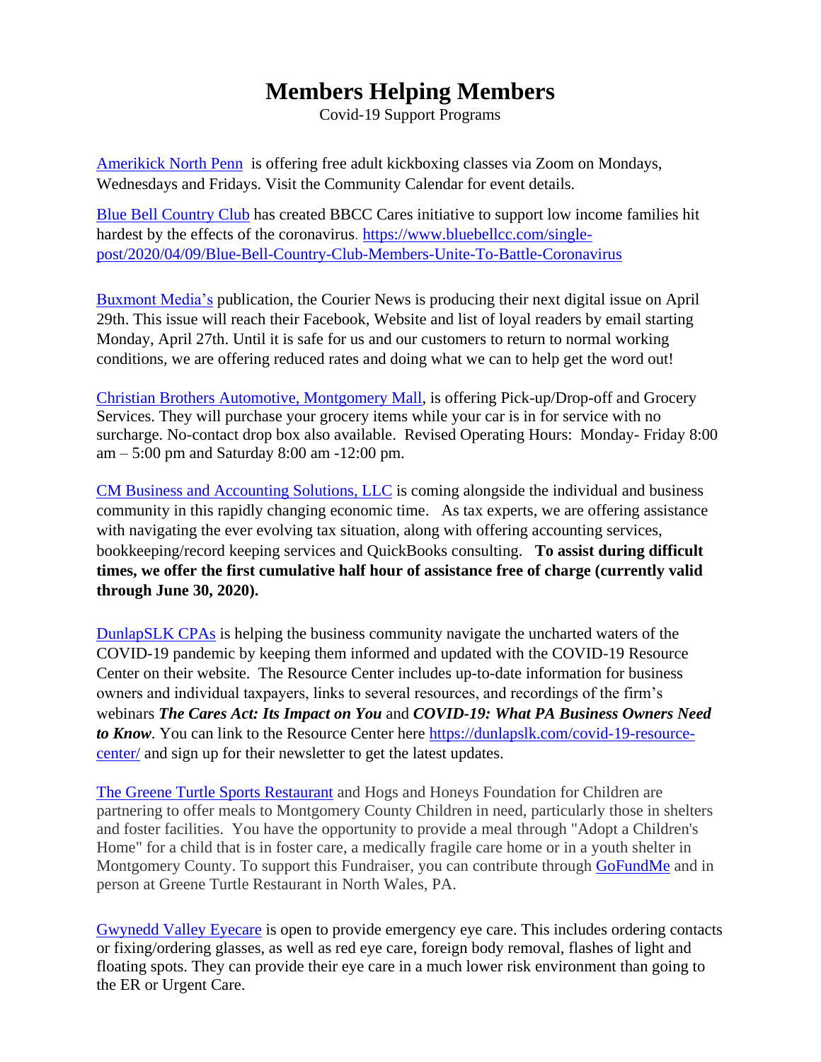# Members Helping Members

Covid-19 Support Programs

Amerikick North Penn is offering free adult kickboxing classes via Zoom on Mondays, Wednesdays and Fridays. Visit the Community Calendar for event details.

Blue Bell Country Club has created BBCC Cares initiative to support low income families hit hardest by the effects of the coronavirus. https://www.bluebellcc.com/single-post/2020/04/09/Blue-Bell-Country-Club-Members-Unite-To-Battle-Coronavirus

Buxmont Media's publication, the Courier News is producing their next digital issue on April 29th. This issue will reach their Facebook, Website and list of loyal readers by email starting Monday, April 27th. Until it is safe for us and our customers to return to normal working conditions, we are offering reduced rates and doing what we can to help get the word out!

Christian Brothers Automotive, Montgomery Mall, is offering Pick-up/Drop-off and Grocery Services. They will purchase your grocery items while your car is in for service with no surcharge. No-contact drop box also available. Revised Operating Hours: Monday- Friday 8:00 am – 5:00 pm and Saturday 8:00 am -12:00 pm.

CM Business and Accounting Solutions, LLC is coming alongside the individual and business community in this rapidly changing economic time. As tax experts, we are offering assistance with navigating the ever evolving tax situation, along with offering accounting services, bookkeeping/record keeping services and QuickBooks consulting. **To assist during difficult times, we offer the first cumulative half hour of assistance free of charge (currently valid through June 30, 2020).**

DunlapSLK CPAs is helping the business community navigate the uncharted waters of the COVID-19 pandemic by keeping them informed and updated with the COVID-19 Resource Center on their website. The Resource Center includes up-to-date information for business owners and individual taxpayers, links to several resources, and recordings of the firm's webinars ***The Cares Act: Its Impact on You*** and ***COVID-19: What PA Business Owners Need to Know***. You can link to the Resource Center here https://dunlapslk.com/covid-19-resource-center/ and sign up for their newsletter to get the latest updates.

The Greene Turtle Sports Restaurant and Hogs and Honeys Foundation for Children are partnering to offer meals to Montgomery County Children in need, particularly those in shelters and foster facilities. You have the opportunity to provide a meal through "Adopt a Children's Home" for a child that is in foster care, a medically fragile care home or in a youth shelter in Montgomery County. To support this Fundraiser, you can contribute through GoFundMe and in person at Greene Turtle Restaurant in North Wales, PA.

Gwynedd Valley Eyecare is open to provide emergency eye care. This includes ordering contacts or fixing/ordering glasses, as well as red eye care, foreign body removal, flashes of light and floating spots. They can provide their eye care in a much lower risk environment than going to the ER or Urgent Care.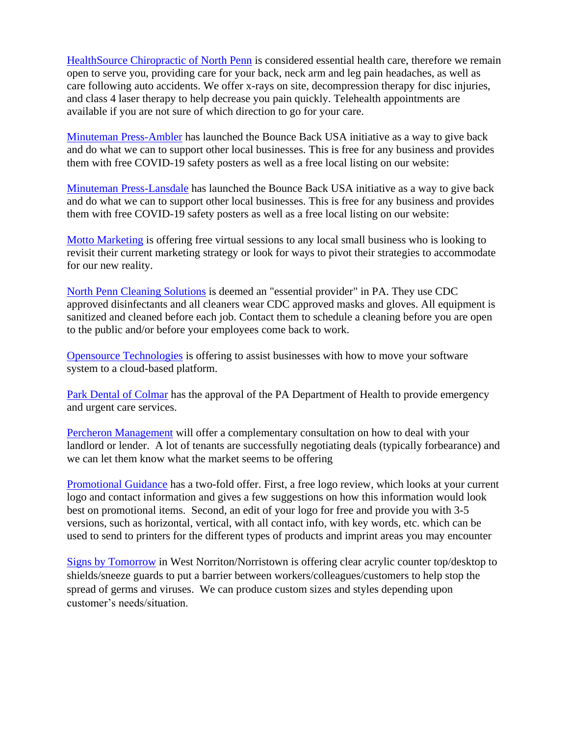HealthSource Chiropractic of North Penn is considered essential health care, therefore we remain open to serve you, providing care for your back, neck arm and leg pain headaches, as well as care following auto accidents. We offer x-rays on site, decompression therapy for disc injuries, and class 4 laser therapy to help decrease you pain quickly. Telehealth appointments are available if you are not sure of which direction to go for your care.

Minuteman Press-Ambler has launched the Bounce Back USA initiative as a way to give back and do what we can to support other local businesses. This is free for any business and provides them with free COVID-19 safety posters as well as a free local listing on our website:

Minuteman Press-Lansdale has launched the Bounce Back USA initiative as a way to give back and do what we can to support other local businesses. This is free for any business and provides them with free COVID-19 safety posters as well as a free local listing on our website:

Motto Marketing is offering free virtual sessions to any local small business who is looking to revisit their current marketing strategy or look for ways to pivot their strategies to accommodate for our new reality.

North Penn Cleaning Solutions is deemed an "essential provider" in PA. They use CDC approved disinfectants and all cleaners wear CDC approved masks and gloves. All equipment is sanitized and cleaned before each job. Contact them to schedule a cleaning before you are open to the public and/or before your employees come back to work.

Opensource Technologies is offering to assist businesses with how to move your software system to a cloud-based platform.

Park Dental of Colmar has the approval of the PA Department of Health to provide emergency and urgent care services.

Percheron Management will offer a complementary consultation on how to deal with your landlord or lender. A lot of tenants are successfully negotiating deals (typically forbearance) and we can let them know what the market seems to be offering

Promotional Guidance has a two-fold offer. First, a free logo review, which looks at your current logo and contact information and gives a few suggestions on how this information would look best on promotional items. Second, an edit of your logo for free and provide you with 3-5 versions, such as horizontal, vertical, with all contact info, with key words, etc. which can be used to send to printers for the different types of products and imprint areas you may encounter

Signs by Tomorrow in West Norriton/Norristown is offering clear acrylic counter top/desktop to shields/sneeze guards to put a barrier between workers/colleagues/customers to help stop the spread of germs and viruses. We can produce custom sizes and styles depending upon customer's needs/situation.